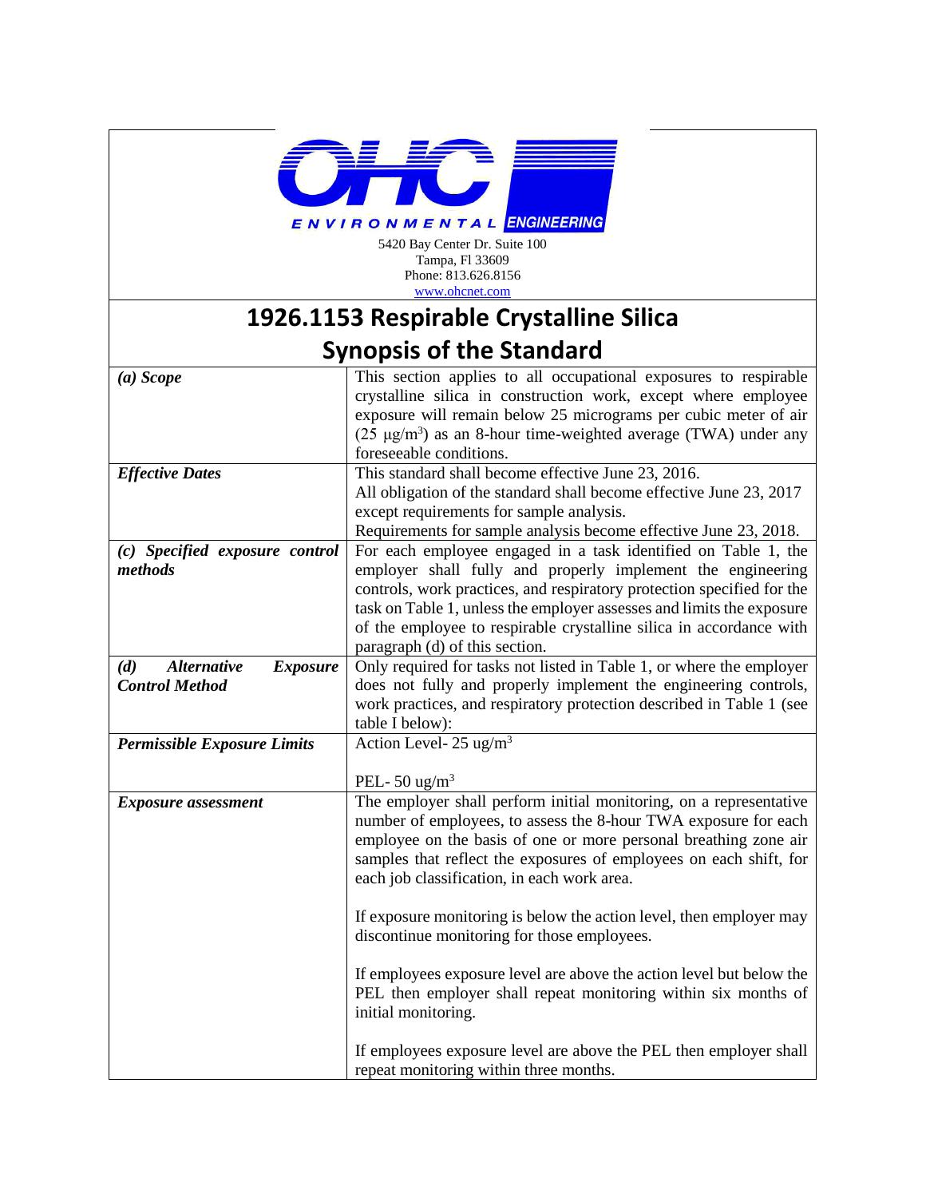OHC ENVIRONMENTAL ENGINEERING

5420 Bay Center Dr. Suite 100
Tampa, Fl 33609
Phone: 813.626.8156
www.ohcnet.com

# 1926.1153 Respirable Crystalline Silica

## Synopsis of the Standard

| | |
|---|---|
| ***(a) Scope*** | This section applies to all occupational exposures to respirable crystalline silica in construction work, except where employee exposure will remain below 25 micrograms per cubic meter of air (25 μg/m$^3$) as an 8-hour time-weighted average (TWA) under any foreseeable conditions. |
| ***Effective Dates*** | This standard shall become effective June 23, 2016. All obligation of the standard shall become effective June 23, 2017 except requirements for sample analysis. Requirements for sample analysis become effective June 23, 2018. |
| ***(c) Specified exposure control methods*** | For each employee engaged in a task identified on Table 1, the employer shall fully and properly implement the engineering controls, work practices, and respiratory protection specified for the task on Table 1, unless the employer assesses and limits the exposure of the employee to respirable crystalline silica in accordance with paragraph (d) of this section. |
| ***(d) Alternative Exposure Control Method*** | Only required for tasks not listed in Table 1, or where the employer does not fully and properly implement the engineering controls, work practices, and respiratory protection described in Table 1 (see table I below): |
| ***Permissible Exposure Limits*** | Action Level- 25 ug/m$^3$<br><br>PEL- 50 ug/m$^3$ |
| ***Exposure assessment*** | The employer shall perform initial monitoring, on a representative number of employees, to assess the 8-hour TWA exposure for each employee on the basis of one or more personal breathing zone air samples that reflect the exposures of employees on each shift, for each job classification, in each work area.<br><br>If exposure monitoring is below the action level, then employer may discontinue monitoring for those employees.<br><br>If employees exposure level are above the action level but below the PEL then employer shall repeat monitoring within six months of initial monitoring.<br><br>If employees exposure level are above the PEL then employer shall repeat monitoring within three months. |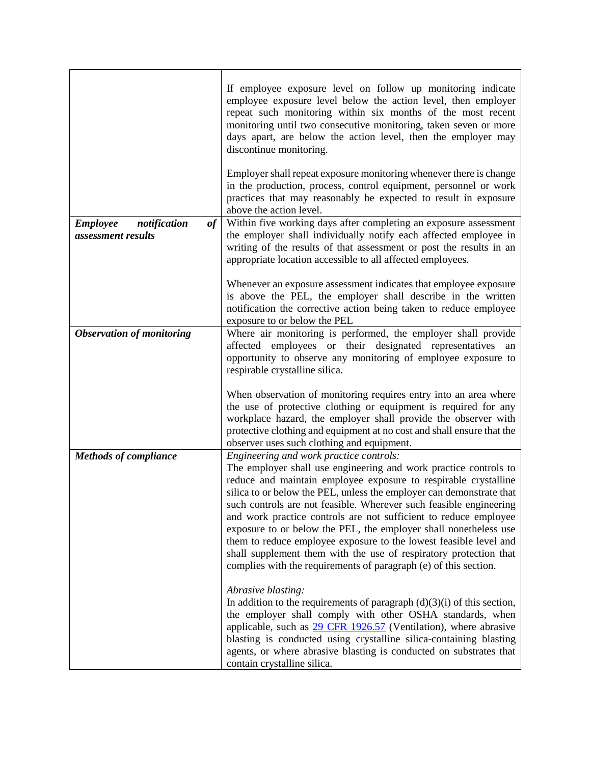| | |
|---|---|
| | If employee exposure level on follow up monitoring indicate employee exposure level below the action level, then employer repeat such monitoring within six months of the most recent monitoring until two consecutive monitoring, taken seven or more days apart, are below the action level, then the employer may discontinue monitoring.<br><br>Employer shall repeat exposure monitoring whenever there is change in the production, process, control equipment, personnel or work practices that may reasonably be expected to result in exposure above the action level. |
| ***Employee notification of assessment results*** | Within five working days after completing an exposure assessment the employer shall individually notify each affected employee in writing of the results of that assessment or post the results in an appropriate location accessible to all affected employees.<br><br>Whenever an exposure assessment indicates that employee exposure is above the PEL, the employer shall describe in the written notification the corrective action being taken to reduce employee exposure to or below the PEL |
| ***Observation of monitoring*** | Where air monitoring is performed, the employer shall provide affected employees or their designated representatives an opportunity to observe any monitoring of employee exposure to respirable crystalline silica.<br><br>When observation of monitoring requires entry into an area where the use of protective clothing or equipment is required for any workplace hazard, the employer shall provide the observer with protective clothing and equipment at no cost and shall ensure that the observer uses such clothing and equipment. |
| ***Methods of compliance*** | *Engineering and work practice controls:*<br>The employer shall use engineering and work practice controls to reduce and maintain employee exposure to respirable crystalline silica to or below the PEL, unless the employer can demonstrate that such controls are not feasible. Wherever such feasible engineering and work practice controls are not sufficient to reduce employee exposure to or below the PEL, the employer shall nonetheless use them to reduce employee exposure to the lowest feasible level and shall supplement them with the use of respiratory protection that complies with the requirements of paragraph (e) of this section.<br><br>*Abrasive blasting:*<br>In addition to the requirements of paragraph (d)(3)(i) of this section, the employer shall comply with other OSHA standards, when applicable, such as [29 CFR 1926.57](29 CFR 1926.57) (Ventilation), where abrasive blasting is conducted using crystalline silica-containing blasting agents, or where abrasive blasting is conducted on substrates that contain crystalline silica. |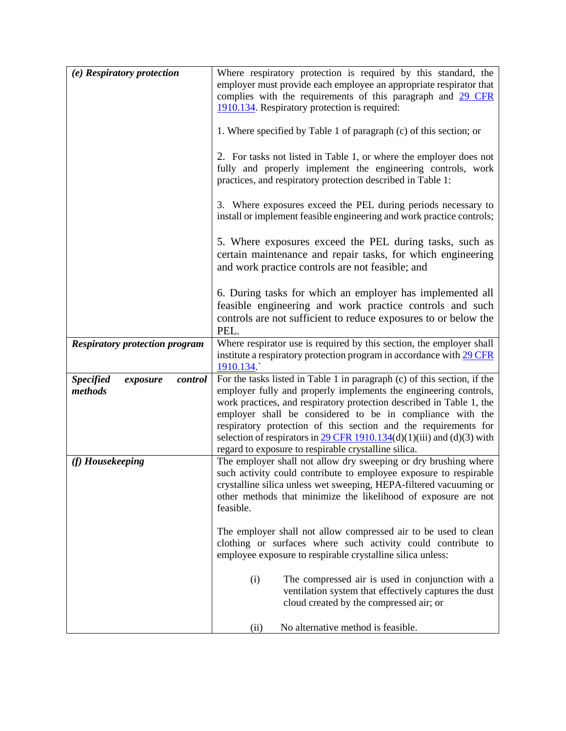| *(e) Respiratory protection* | Where respiratory protection is required by this standard, the employer must provide each employee an appropriate respirator that complies with the requirements of this paragraph and [29 CFR 1910.134](). Respiratory protection is required:<br><br>1. Where specified by Table 1 of paragraph (c) of this section; or<br><br>2. For tasks not listed in Table 1, or where the employer does not fully and properly implement the engineering controls, work practices, and respiratory protection described in Table 1:<br><br>3. Where exposures exceed the PEL during periods necessary to install or implement feasible engineering and work practice controls;<br><br>5. Where exposures exceed the PEL during tasks, such as certain maintenance and repair tasks, for which engineering and work practice controls are not feasible; and<br><br>6. During tasks for which an employer has implemented all feasible engineering and work practice controls and such controls are not sufficient to reduce exposures to or below the PEL. |
|---|---|
| ***Respiratory protection program*** | Where respirator use is required by this section, the employer shall institute a respiratory protection program in accordance with [29 CFR 1910.134]().` |
| ***Specified exposure control methods*** | For the tasks listed in Table 1 in paragraph (c) of this section, if the employer fully and properly implements the engineering controls, work practices, and respiratory protection described in Table 1, the employer shall be considered to be in compliance with the respiratory protection of this section and the requirements for selection of respirators in [29 CFR 1910.134]()(d)(1)(iii) and (d)(3) with regard to exposure to respirable crystalline silica. |
| ***(f) Housekeeping*** | The employer shall not allow dry sweeping or dry brushing where such activity could contribute to employee exposure to respirable crystalline silica unless wet sweeping, HEPA-filtered vacuuming or other methods that minimize the likelihood of exposure are not feasible.<br><br>The employer shall not allow compressed air to be used to clean clothing or surfaces where such activity could contribute to employee exposure to respirable crystalline silica unless:<br><br>(i) The compressed air is used in conjunction with a ventilation system that effectively captures the dust cloud created by the compressed air; or<br><br>(ii) No alternative method is feasible. |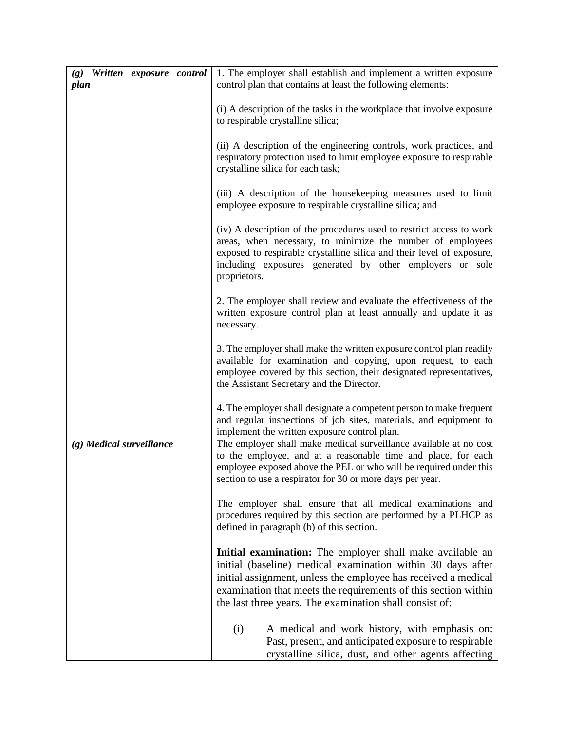| | |
|---|---|
| ***(g) Written exposure control plan*** | 1. The employer shall establish and implement a written exposure control plan that contains at least the following elements:<br><br>(i) A description of the tasks in the workplace that involve exposure to respirable crystalline silica;<br><br>(ii) A description of the engineering controls, work practices, and respiratory protection used to limit employee exposure to respirable crystalline silica for each task;<br><br>(iii) A description of the housekeeping measures used to limit employee exposure to respirable crystalline silica; and<br><br>(iv) A description of the procedures used to restrict access to work areas, when necessary, to minimize the number of employees exposed to respirable crystalline silica and their level of exposure, including exposures generated by other employers or sole proprietors.<br><br>2. The employer shall review and evaluate the effectiveness of the written exposure control plan at least annually and update it as necessary.<br><br>3. The employer shall make the written exposure control plan readily available for examination and copying, upon request, to each employee covered by this section, their designated representatives, the Assistant Secretary and the Director.<br><br>4. The employer shall designate a competent person to make frequent and regular inspections of job sites, materials, and equipment to implement the written exposure control plan. |
| ***(g) Medical surveillance*** | The employer shall make medical surveillance available at no cost to the employee, and at a reasonable time and place, for each employee exposed above the PEL or who will be required under this section to use a respirator for 30 or more days per year.<br><br>The employer shall ensure that all medical examinations and procedures required by this section are performed by a PLHCP as defined in paragraph (b) of this section.<br><br>**Initial examination:** The employer shall make available an initial (baseline) medical examination within 30 days after initial assignment, unless the employee has received a medical examination that meets the requirements of this section within the last three years. The examination shall consist of:<br><br>(i) A medical and work history, with emphasis on: Past, present, and anticipated exposure to respirable crystalline silica, dust, and other agents affecting |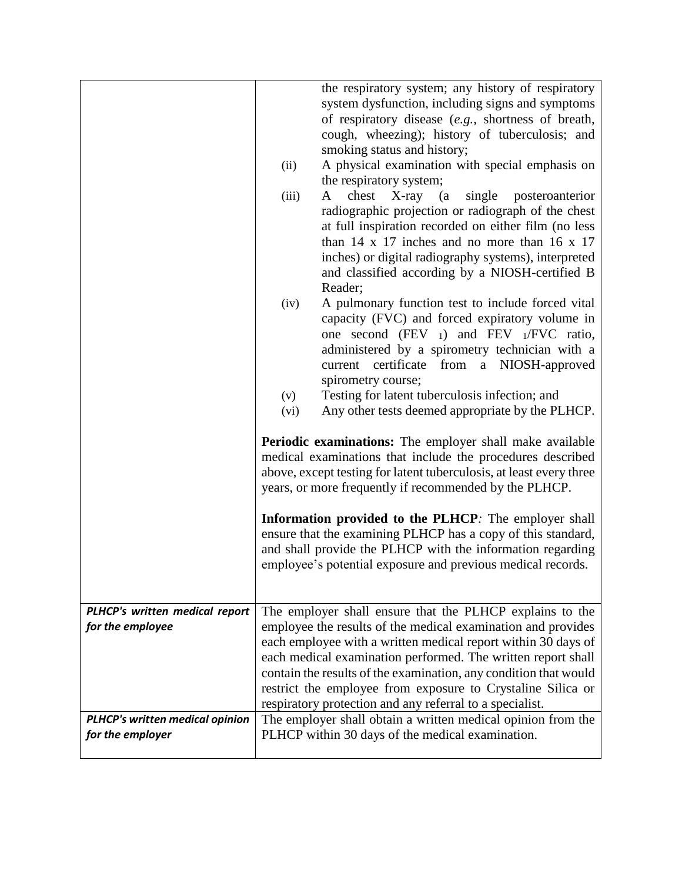| | |
|---|---|
| | the respiratory system; any history of respiratory system dysfunction, including signs and symptoms of respiratory disease (*e.g.*, shortness of breath, cough, wheezing); history of tuberculosis; and smoking status and history;<br>(ii) A physical examination with special emphasis on the respiratory system;<br>(iii) A chest X-ray (a single posteroanterior radiographic projection or radiograph of the chest at full inspiration recorded on either film (no less than 14 x 17 inches and no more than 16 x 17 inches) or digital radiography systems), interpreted and classified according by a NIOSH-certified B Reader;<br>(iv) A pulmonary function test to include forced vital capacity (FVC) and forced expiratory volume in one second ($FEV_1$) and $FEV_1$/FVC ratio, administered by a spirometry technician with a current certificate from a NIOSH-approved spirometry course;<br>(v) Testing for latent tuberculosis infection; and<br>(vi) Any other tests deemed appropriate by the PLHCP.<br><br>**Periodic examinations:** The employer shall make available medical examinations that include the procedures described above, except testing for latent tuberculosis, at least every three years, or more frequently if recommended by the PLHCP.<br><br>**Information provided to the PLHCP***:* The employer shall ensure that the examining PLHCP has a copy of this standard, and shall provide the PLHCP with the information regarding employee's potential exposure and previous medical records. |
| ***PLHCP's written medical report for the employee*** | The employer shall ensure that the PLHCP explains to the employee the results of the medical examination and provides each employee with a written medical report within 30 days of each medical examination performed. The written report shall contain the results of the examination, any condition that would restrict the employee from exposure to Crystaline Silica or respiratory protection and any referral to a specialist. |
| ***PLHCP's written medical opinion for the employer*** | The employer shall obtain a written medical opinion from the PLHCP within 30 days of the medical examination. |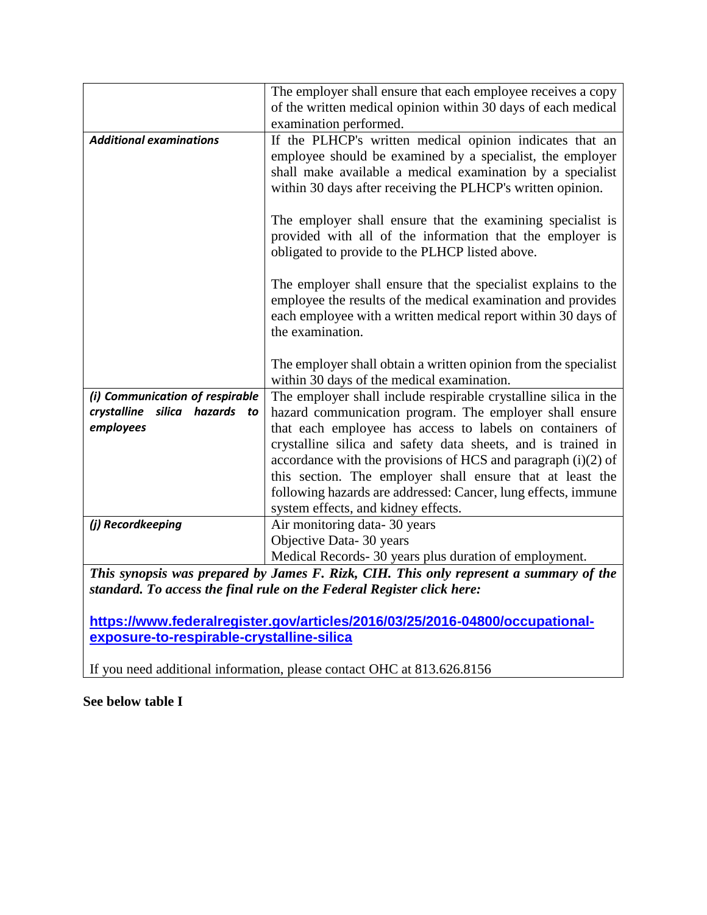| | |
|---|---|
| | The employer shall ensure that each employee receives a copy of the written medical opinion within 30 days of each medical examination performed. |
| ***Additional examinations*** | If the PLHCP's written medical opinion indicates that an employee should be examined by a specialist, the employer shall make available a medical examination by a specialist within 30 days after receiving the PLHCP's written opinion.<br><br>The employer shall ensure that the examining specialist is provided with all of the information that the employer is obligated to provide to the PLHCP listed above.<br><br>The employer shall ensure that the specialist explains to the employee the results of the medical examination and provides each employee with a written medical report within 30 days of the examination.<br><br>The employer shall obtain a written opinion from the specialist within 30 days of the medical examination. |
| ***(i) Communication of respirable crystalline silica hazards to employees*** | The employer shall include respirable crystalline silica in the hazard communication program. The employer shall ensure that each employee has access to labels on containers of crystalline silica and safety data sheets, and is trained in accordance with the provisions of HCS and paragraph (i)(2) of this section. The employer shall ensure that at least the following hazards are addressed: Cancer, lung effects, immune system effects, and kidney effects. |
| ***(j) Recordkeeping*** | Air monitoring data- 30 years<br>Objective Data- 30 years<br>Medical Records- 30 years plus duration of employment. |

***This synopsis was prepared by James F. Rizk, CIH. This only represent a summary of the standard. To access the final rule on the Federal Register click here:***

**https://www.federalregister.gov/articles/2016/03/25/2016-04800/occupational-exposure-to-respirable-crystalline-silica**

If you need additional information, please contact OHC at 813.626.8156

**See below table I**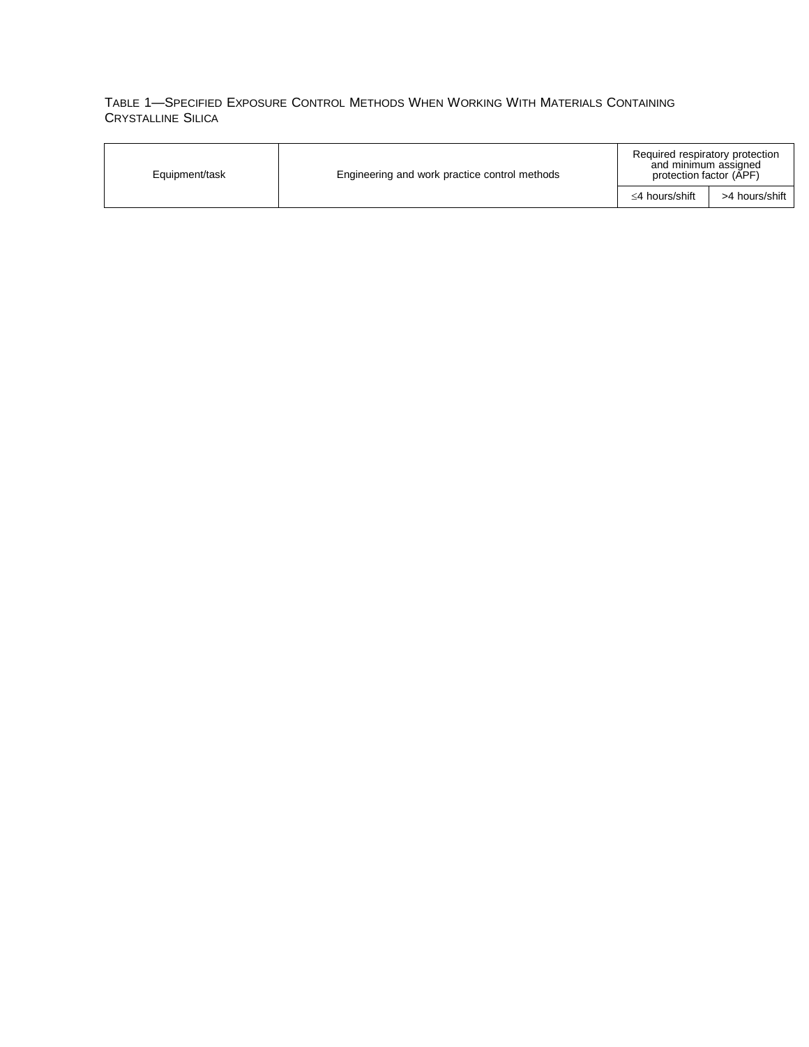TABLE 1—SPECIFIED EXPOSURE CONTROL METHODS WHEN WORKING WITH MATERIALS CONTAINING CRYSTALLINE SILICA

| Equipment/task | Engineering and work practice control methods | Required respiratory protection and minimum assigned protection factor (APF) | |
|---|---|---|---|
| | | ≤4 hours/shift | >4 hours/shift |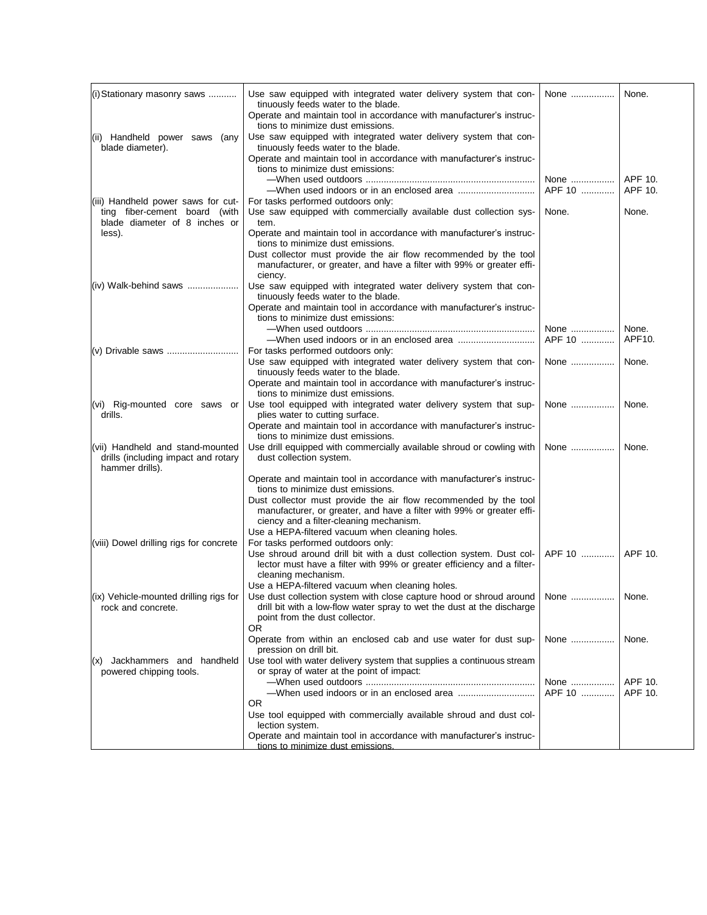| | | | |
|---|---|---|---|
| (i) Stationary masonry saws | Use saw equipped with integrated water delivery system that continuously feeds water to the blade.<br>Operate and maintain tool in accordance with manufacturer's instructions to minimize dust emissions. | None | None. |
| (ii) Handheld power saws (any blade diameter). | Use saw equipped with integrated water delivery system that continuously feeds water to the blade.<br>Operate and maintain tool in accordance with manufacturer's instructions to minimize dust emissions: | | |
| | —When used outdoors | None | APF 10. |
| | —When used indoors or in an enclosed area | APF 10 | APF 10. |
| (iii) Handheld power saws for cutting fiber-cement board (with blade diameter of 8 inches or less). | For tasks performed outdoors only:<br>Use saw equipped with commercially available dust collection system.<br>Operate and maintain tool in accordance with manufacturer's instructions to minimize dust emissions.<br>Dust collector must provide the air flow recommended by the tool manufacturer, or greater, and have a filter with 99% or greater efficiency. | None. | None. |
| (iv) Walk-behind saws | Use saw equipped with integrated water delivery system that continuously feeds water to the blade.<br>Operate and maintain tool in accordance with manufacturer's instructions to minimize dust emissions: | | |
| | —When used outdoors | None | None. |
| | —When used indoors or in an enclosed area | APF 10 | APF10. |
| (v) Drivable saws | For tasks performed outdoors only:<br>Use saw equipped with integrated water delivery system that continuously feeds water to the blade.<br>Operate and maintain tool in accordance with manufacturer's instructions to minimize dust emissions. | None | None. |
| (vi) Rig-mounted core saws or drills. | Use tool equipped with integrated water delivery system that supplies water to cutting surface.<br>Operate and maintain tool in accordance with manufacturer's instructions to minimize dust emissions. | None | None. |
| (vii) Handheld and stand-mounted drills (including impact and rotary hammer drills). | Use drill equipped with commercially available shroud or cowling with dust collection system.<br>Operate and maintain tool in accordance with manufacturer's instructions to minimize dust emissions.<br>Dust collector must provide the air flow recommended by the tool manufacturer, or greater, and have a filter with 99% or greater efficiency and a filter-cleaning mechanism.<br>Use a HEPA-filtered vacuum when cleaning holes. | None | None. |
| (viii) Dowel drilling rigs for concrete | For tasks performed outdoors only:<br>Use shroud around drill bit with a dust collection system. Dust collector must have a filter with 99% or greater efficiency and a filter-cleaning mechanism.<br>Use a HEPA-filtered vacuum when cleaning holes. | APF 10 | APF 10. |
| (ix) Vehicle-mounted drilling rigs for rock and concrete. | Use dust collection system with close capture hood or shroud around drill bit with a low-flow water spray to wet the dust at the discharge point from the dust collector.<br>OR | None | None. |
| | Operate from within an enclosed cab and use water for dust suppression on drill bit. | None | None. |
| (x) Jackhammers and handheld powered chipping tools. | Use tool with water delivery system that supplies a continuous stream or spray of water at the point of impact: | | |
| | —When used outdoors | None | APF 10. |
| | —When used indoors or in an enclosed area | APF 10 | APF 10. |
| | OR<br>Use tool equipped with commercially available shroud and dust collection system.<br>Operate and maintain tool in accordance with manufacturer's instructions to minimize dust emissions. | | |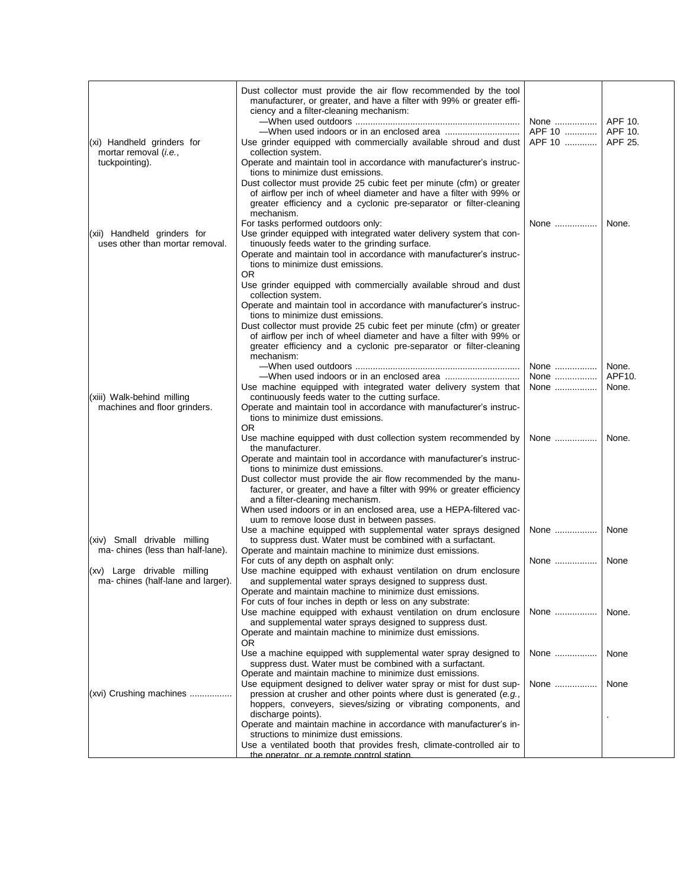| | | | |
|---|---|---|---|
| | Dust collector must provide the air flow recommended by the tool manufacturer, or greater, and have a filter with 99% or greater efficiency and a filter-cleaning mechanism: | | |
| | —When used outdoors ................................................................ | None ................ | APF 10. |
| | —When used indoors or in an enclosed area ............................ | APF 10 ............ | APF 10. |
| (xi) Handheld grinders for mortar removal (*i.e.*, tuckpointing). | Use grinder equipped with commercially available shroud and dust collection system. Operate and maintain tool in accordance with manufacturer's instructions to minimize dust emissions. Dust collector must provide 25 cubic feet per minute (cfm) or greater of airflow per inch of wheel diameter and have a filter with 99% or greater efficiency and a cyclonic pre-separator or filter-cleaning mechanism. | APF 10 ............ | APF 25. |
| (xii) Handheld grinders for uses other than mortar removal. | For tasks performed outdoors only: Use grinder equipped with integrated water delivery system that continuously feeds water to the grinding surface. Operate and maintain tool in accordance with manufacturer's instructions to minimize dust emissions. | None ................ | None. |
| | OR Use grinder equipped with commercially available shroud and dust collection system. Operate and maintain tool in accordance with manufacturer's instructions to minimize dust emissions. Dust collector must provide 25 cubic feet per minute (cfm) or greater of airflow per inch of wheel diameter and have a filter with 99% or greater efficiency and a cyclonic pre-separator or filter-cleaning mechanism: | | |
| | —When used outdoors ................................................................ | None ................ | None. |
| | —When used indoors or in an enclosed area ............................ | None ................ | APF10. |
| (xiii) Walk-behind milling machines and floor grinders. | Use machine equipped with integrated water delivery system that continuously feeds water to the cutting surface. Operate and maintain tool in accordance with manufacturer's instructions to minimize dust emissions. | None ................ | None. |
| | OR Use machine equipped with dust collection system recommended by the manufacturer. Operate and maintain tool in accordance with manufacturer's instructions to minimize dust emissions. Dust collector must provide the air flow recommended by the manufacturer, or greater, and have a filter with 99% or greater efficiency and a filter-cleaning mechanism. When used indoors or in an enclosed area, use a HEPA-filtered vacuum to remove loose dust in between passes. | None ................ | None. |
| (xiv) Small drivable milling ma- chines (less than half-lane). | Use a machine equipped with supplemental water sprays designed to suppress dust. Water must be combined with a surfactant. Operate and maintain machine to minimize dust emissions. | None ................ | None |
| (xv) Large drivable milling ma- chines (half-lane and larger). | For cuts of any depth on asphalt only: Use machine equipped with exhaust ventilation on drum enclosure and supplemental water sprays designed to suppress dust. Operate and maintain machine to minimize dust emissions. | None ................ | None |
| | For cuts of four inches in depth or less on any substrate: Use machine equipped with exhaust ventilation on drum enclosure and supplemental water sprays designed to suppress dust. Operate and maintain machine to minimize dust emissions. | None ................ | None. |
| | OR Use a machine equipped with supplemental water spray designed to suppress dust. Water must be combined with a surfactant. Operate and maintain machine to minimize dust emissions. | None ................ | None |
| (xvi) Crushing machines ................ | Use equipment designed to deliver water spray or mist for dust suppression at crusher and other points where dust is generated (*e.g.*, hoppers, conveyers, sieves/sizing or vibrating components, and discharge points). Operate and maintain machine in accordance with manufacturer's instructions to minimize dust emissions. Use a ventilated booth that provides fresh, climate-controlled air to the operator, or a remote control station. | None ................ | None . |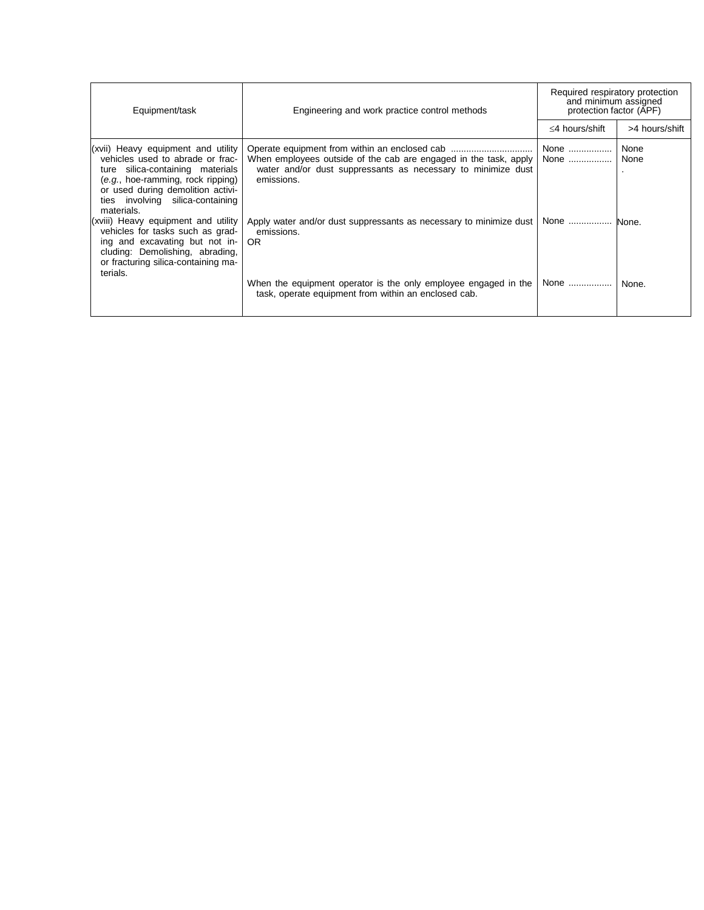| Equipment/task | Engineering and work practice control methods | Required respiratory protection and minimum assigned protection factor (APF) | |
|---|---|---|---|
| | | ≤4 hours/shift | >4 hours/shift |
| (xvii) Heavy equipment and utility vehicles used to abrade or fracture silica-containing materials (*e.g.*, hoe-ramming, rock ripping) or used during demolition activities involving silica-containing materials. | Operate equipment from within an enclosed cab ................................ | None ................. | None |
| | When employees outside of the cab are engaged in the task, apply water and/or dust suppressants as necessary to minimize dust emissions. | None ................. | None. |
| (xviii) Heavy equipment and utility vehicles for tasks such as grading and excavating but not including: Demolishing, abrading, or fracturing silica-containing materials. | Apply water and/or dust suppressants as necessary to minimize dust emissions. OR | None ................. | None. |
| | When the equipment operator is the only employee engaged in the task, operate equipment from within an enclosed cab. | None ................. | None. |